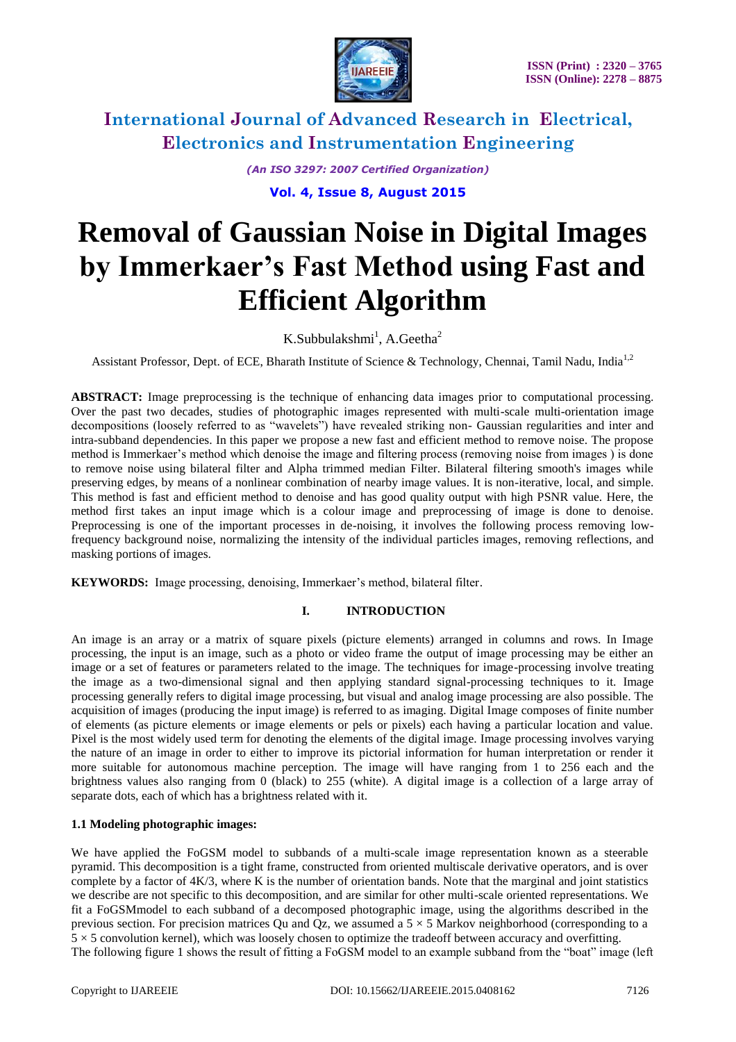# Removal of Gaussian Noise in Digital Images by Immerkaer's Fast Method using Fast and Efficient Algorithm

K.Subbulakshmi[1], A.Geetha[2]

Assistant Professor, Dept. of ECE, Bharath Institute of Science & Technology, Chennai, Tamil Nadu, India[1,2]

**ABSTRACT:** Image preprocessing is the technique of enhancing data images prior to computational processing. Over the past two decades, studies of photographic images represented with multi-scale multi-orientation image decompositions (loosely referred to as "wavelets") have revealed striking non- Gaussian regularities and inter and intra-subband dependencies. In this paper we propose a new fast and efficient method to remove noise. The propose method is Immerkaer's method which denoise the image and filtering process (removing noise from images ) is done to remove noise using bilateral filter and Alpha trimmed median Filter. Bilateral filtering smooth's images while preserving edges, by means of a nonlinear combination of nearby image values. It is non-iterative, local, and simple. This method is fast and efficient method to denoise and has good quality output with high PSNR value. Here, the method first takes an input image which is a colour image and preprocessing of image is done to denoise. Preprocessing is one of the important processes in de-noising, it involves the following process removing low-frequency background noise, normalizing the intensity of the individual particles images, removing reflections, and masking portions of images.

**KEYWORDS:** Image processing, denoising, Immerkaer's method, bilateral filter.

## I. INTRODUCTION

An image is an array or a matrix of square pixels (picture elements) arranged in columns and rows. In Image processing, the input is an image, such as a photo or video frame the output of image processing may be either an image or a set of features or parameters related to the image. The techniques for image-processing involve treating the image as a two-dimensional signal and then applying standard signal-processing techniques to it. Image processing generally refers to digital image processing, but visual and analog image processing are also possible. The acquisition of images (producing the input image) is referred to as imaging. Digital Image composes of finite number of elements (as picture elements or image elements or pels or pixels) each having a particular location and value. Pixel is the most widely used term for denoting the elements of the digital image. Image processing involves varying the nature of an image in order to either to improve its pictorial information for human interpretation or render it more suitable for autonomous machine perception. The image will have ranging from 1 to 256 each and the brightness values also ranging from 0 (black) to 255 (white). A digital image is a collection of a large array of separate dots, each of which has a brightness related with it.

### 1.1 Modeling photographic images:

We have applied the FoGSM model to subbands of a multi-scale image representation known as a steerable pyramid. This decomposition is a tight frame, constructed from oriented multiscale derivative operators, and is over complete by a factor of 4K/3, where K is the number of orientation bands. Note that the marginal and joint statistics we describe are not specific to this decomposition, and are similar for other multi-scale oriented representations. We fit a FoGSMmodel to each subband of a decomposed photographic image, using the algorithms described in the previous section. For precision matrices Qu and Qz, we assumed a $5 \times 5$ Markov neighborhood (corresponding to a $5 \times 5$ convolution kernel), which was loosely chosen to optimize the tradeoff between accuracy and overfitting.
The following figure 1 shows the result of fitting a FoGSM model to an example subband from the "boat" image (left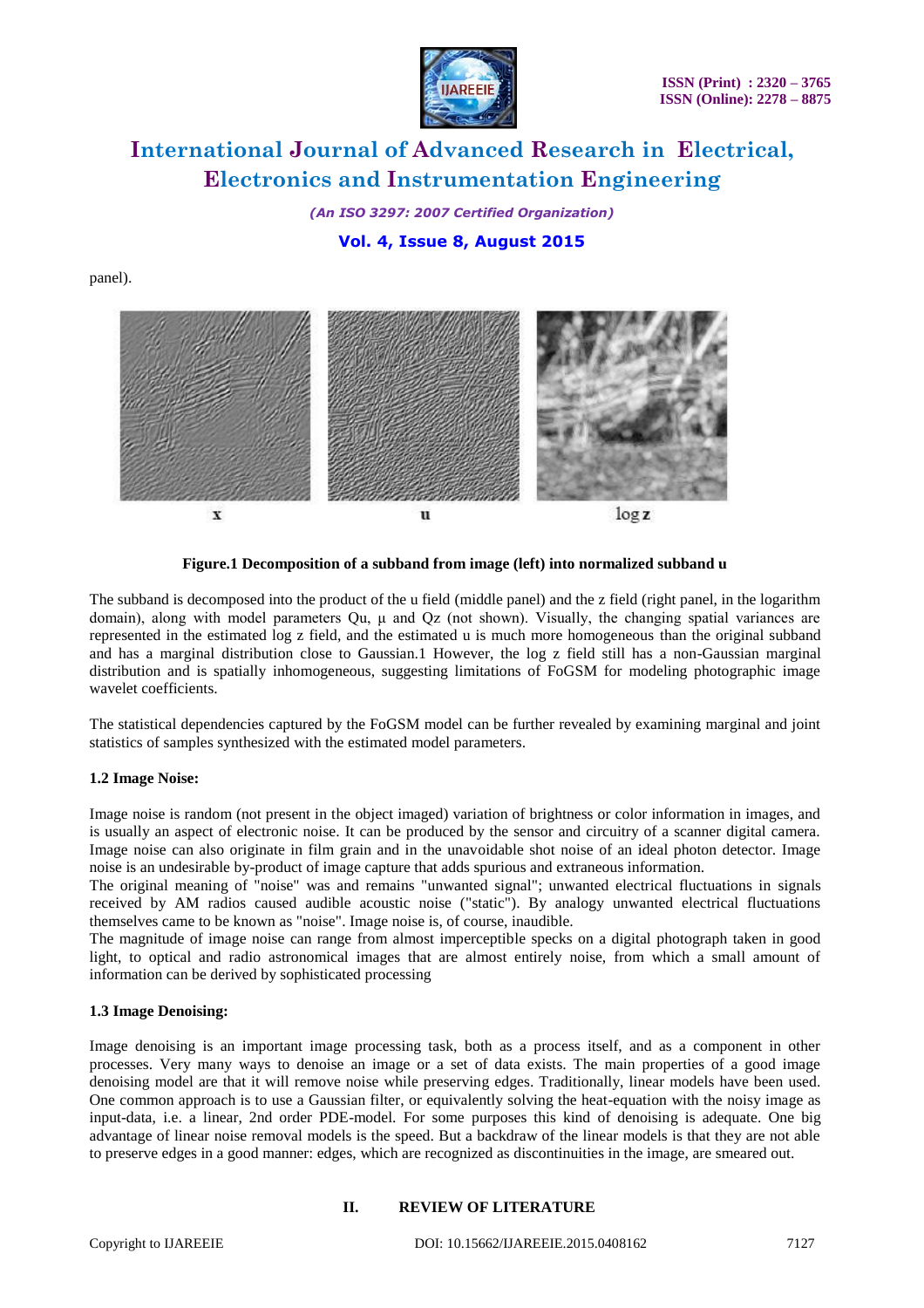panel).

x u log z

**Figure.1 Decomposition of a subband from image (left) into normalized subband u**

The subband is decomposed into the product of the u field (middle panel) and the z field (right panel, in the logarithm domain), along with model parameters Qu, μ and Qz (not shown). Visually, the changing spatial variances are represented in the estimated log z field, and the estimated u is much more homogeneous than the original subband and has a marginal distribution close to Gaussian.1 However, the log z field still has a non-Gaussian marginal distribution and is spatially inhomogeneous, suggesting limitations of FoGSM for modeling photographic image wavelet coefficients.

The statistical dependencies captured by the FoGSM model can be further revealed by examining marginal and joint statistics of samples synthesized with the estimated model parameters.

### 1.2 Image Noise:

Image noise is random (not present in the object imaged) variation of brightness or color information in images, and is usually an aspect of electronic noise. It can be produced by the sensor and circuitry of a scanner digital camera. Image noise can also originate in film grain and in the unavoidable shot noise of an ideal photon detector. Image noise is an undesirable by-product of image capture that adds spurious and extraneous information.
The original meaning of "noise" was and remains "unwanted signal"; unwanted electrical fluctuations in signals received by AM radios caused audible acoustic noise ("static"). By analogy unwanted electrical fluctuations themselves came to be known as "noise". Image noise is, of course, inaudible.
The magnitude of image noise can range from almost imperceptible specks on a digital photograph taken in good light, to optical and radio astronomical images that are almost entirely noise, from which a small amount of information can be derived by sophisticated processing

### 1.3 Image Denoising:

Image denoising is an important image processing task, both as a process itself, and as a component in other processes. Very many ways to denoise an image or a set of data exists. The main properties of a good image denoising model are that it will remove noise while preserving edges. Traditionally, linear models have been used. One common approach is to use a Gaussian filter, or equivalently solving the heat-equation with the noisy image as input-data, i.e. a linear, 2nd order PDE-model. For some purposes this kind of denoising is adequate. One big advantage of linear noise removal models is the speed. But a backdraw of the linear models is that they are not able to preserve edges in a good manner: edges, which are recognized as discontinuities in the image, are smeared out.

## II. REVIEW OF LITERATURE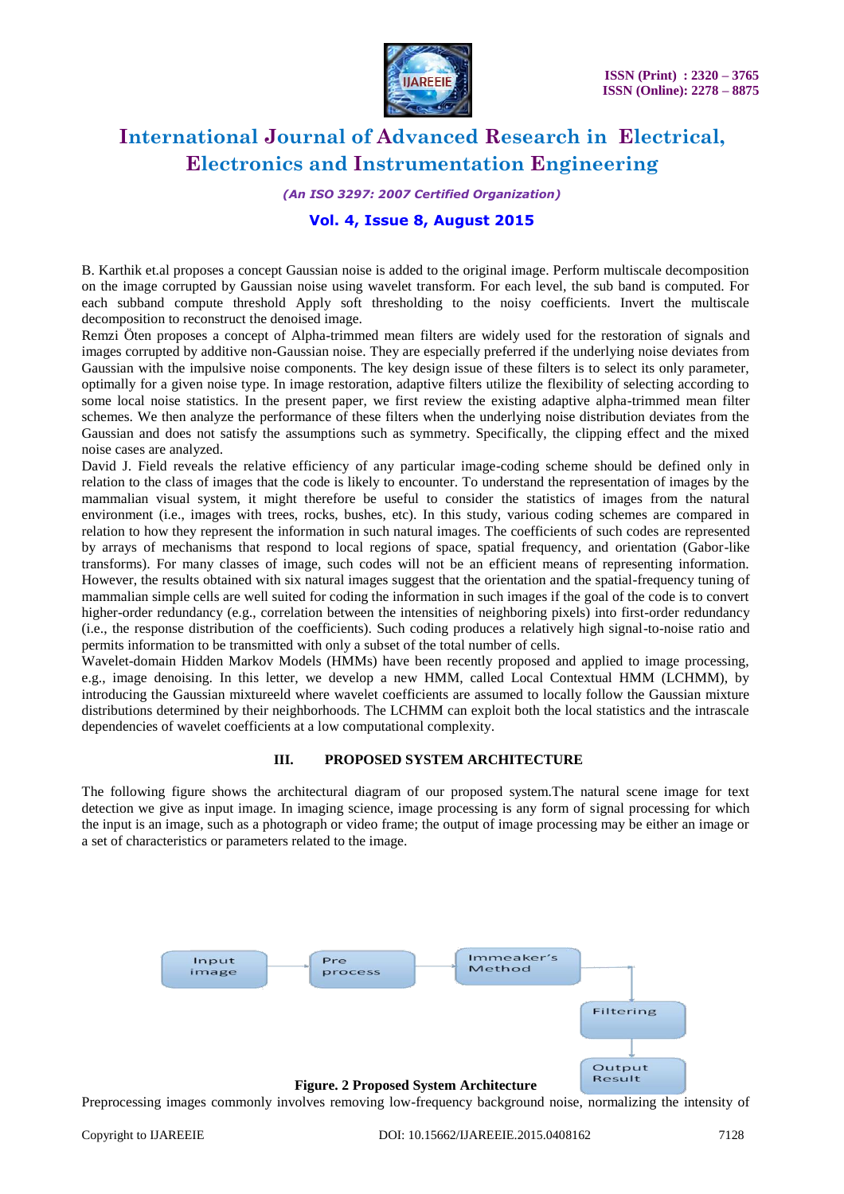B. Karthik et.al proposes a concept Gaussian noise is added to the original image. Perform multiscale decomposition on the image corrupted by Gaussian noise using wavelet transform. For each level, the sub band is computed. For each subband compute threshold Apply soft thresholding to the noisy coefficients. Invert the multiscale decomposition to reconstruct the denoised image.

Remzi Öten proposes a concept of Alpha-trimmed mean filters are widely used for the restoration of signals and images corrupted by additive non-Gaussian noise. They are especially preferred if the underlying noise deviates from Gaussian with the impulsive noise components. The key design issue of these filters is to select its only parameter, optimally for a given noise type. In image restoration, adaptive filters utilize the flexibility of selecting according to some local noise statistics. In the present paper, we first review the existing adaptive alpha-trimmed mean filter schemes. We then analyze the performance of these filters when the underlying noise distribution deviates from the Gaussian and does not satisfy the assumptions such as symmetry. Specifically, the clipping effect and the mixed noise cases are analyzed.

David J. Field reveals the relative efficiency of any particular image-coding scheme should be defined only in relation to the class of images that the code is likely to encounter. To understand the representation of images by the mammalian visual system, it might therefore be useful to consider the statistics of images from the natural environment (i.e., images with trees, rocks, bushes, etc). In this study, various coding schemes are compared in relation to how they represent the information in such natural images. The coefficients of such codes are represented by arrays of mechanisms that respond to local regions of space, spatial frequency, and orientation (Gabor-like transforms). For many classes of image, such codes will not be an efficient means of representing information. However, the results obtained with six natural images suggest that the orientation and the spatial-frequency tuning of mammalian simple cells are well suited for coding the information in such images if the goal of the code is to convert higher-order redundancy (e.g., correlation between the intensities of neighboring pixels) into first-order redundancy (i.e., the response distribution of the coefficients). Such coding produces a relatively high signal-to-noise ratio and permits information to be transmitted with only a subset of the total number of cells.

Wavelet-domain Hidden Markov Models (HMMs) have been recently proposed and applied to image processing, e.g., image denoising. In this letter, we develop a new HMM, called Local Contextual HMM (LCHMM), by introducing the Gaussian mixtureeld where wavelet coefficients are assumed to locally follow the Gaussian mixture distributions determined by their neighborhoods. The LCHMM can exploit both the local statistics and the intrascale dependencies of wavelet coefficients at a low computational complexity.

## III. PROPOSED SYSTEM ARCHITECTURE

The following figure shows the architectural diagram of our proposed system.The natural scene image for text detection we give as input image. In imaging science, image processing is any form of signal processing for which the input is an image, such as a photograph or video frame; the output of image processing may be either an image or a set of characteristics or parameters related to the image.

Input image → Pre process → Immeaker's Method → Filtering → Output Result

**Figure. 2 Proposed System Architecture**

Preprocessing images commonly involves removing low-frequency background noise, normalizing the intensity of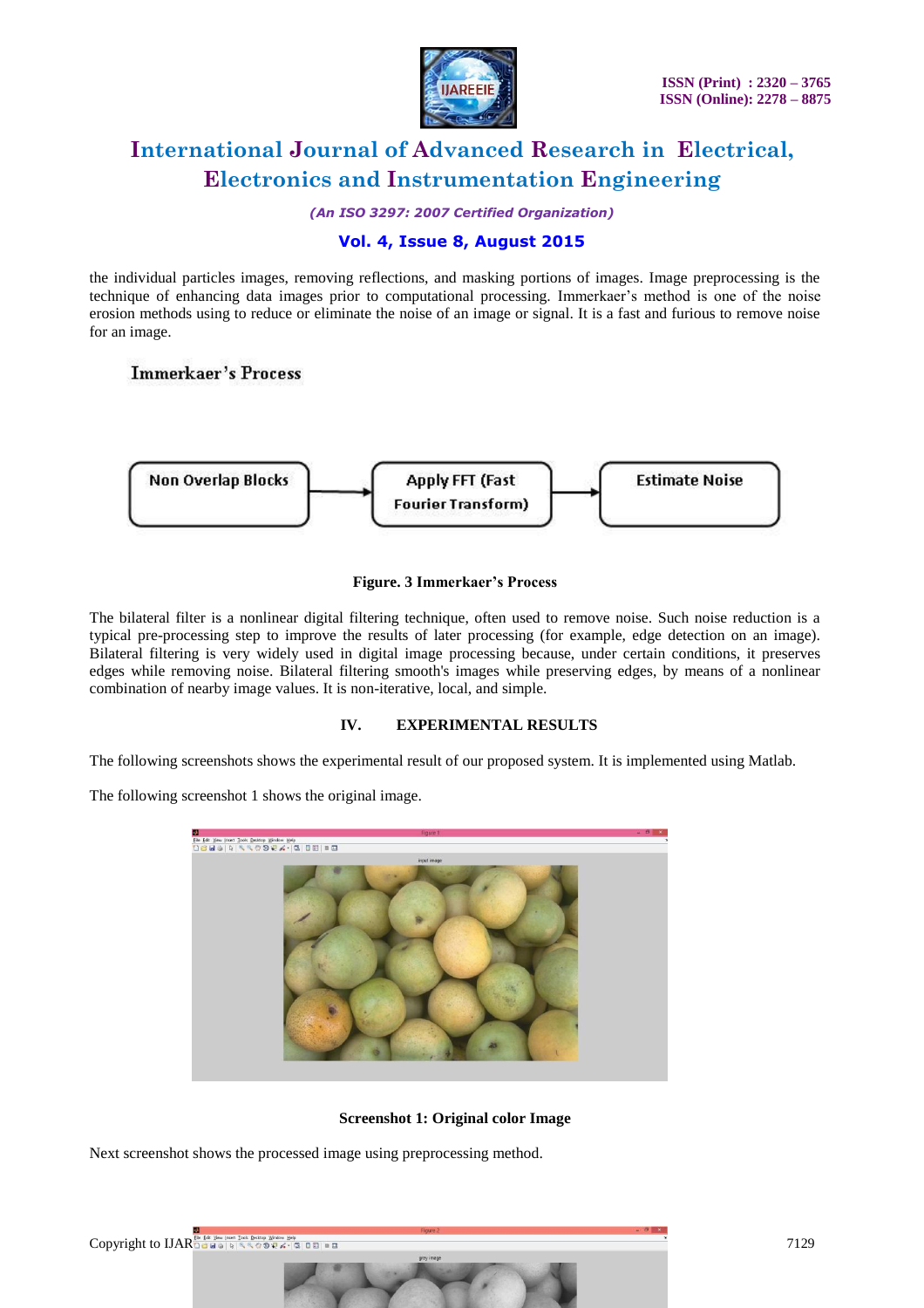the individual particles images, removing reflections, and masking portions of images. Image preprocessing is the technique of enhancing data images prior to computational processing. Immerkaer's method is one of the noise erosion methods using to reduce or eliminate the noise of an image or signal. It is a fast and furious to remove noise for an image.

**Immerkaer's Process**

Non Overlap Blocks → Apply FFT (Fast Fourier Transform) → Estimate Noise

**Figure. 3 Immerkaer's Process**

The bilateral filter is a nonlinear digital filtering technique, often used to remove noise. Such noise reduction is a typical pre-processing step to improve the results of later processing (for example, edge detection on an image). Bilateral filtering is very widely used in digital image processing because, under certain conditions, it preserves edges while removing noise. Bilateral filtering smooth's images while preserving edges, by means of a nonlinear combination of nearby image values. It is non-iterative, local, and simple.

## IV. EXPERIMENTAL RESULTS

The following screenshots shows the experimental result of our proposed system. It is implemented using Matlab.

The following screenshot 1 shows the original image.

**Screenshot 1: Original color Image**

Next screenshot shows the processed image using preprocessing method.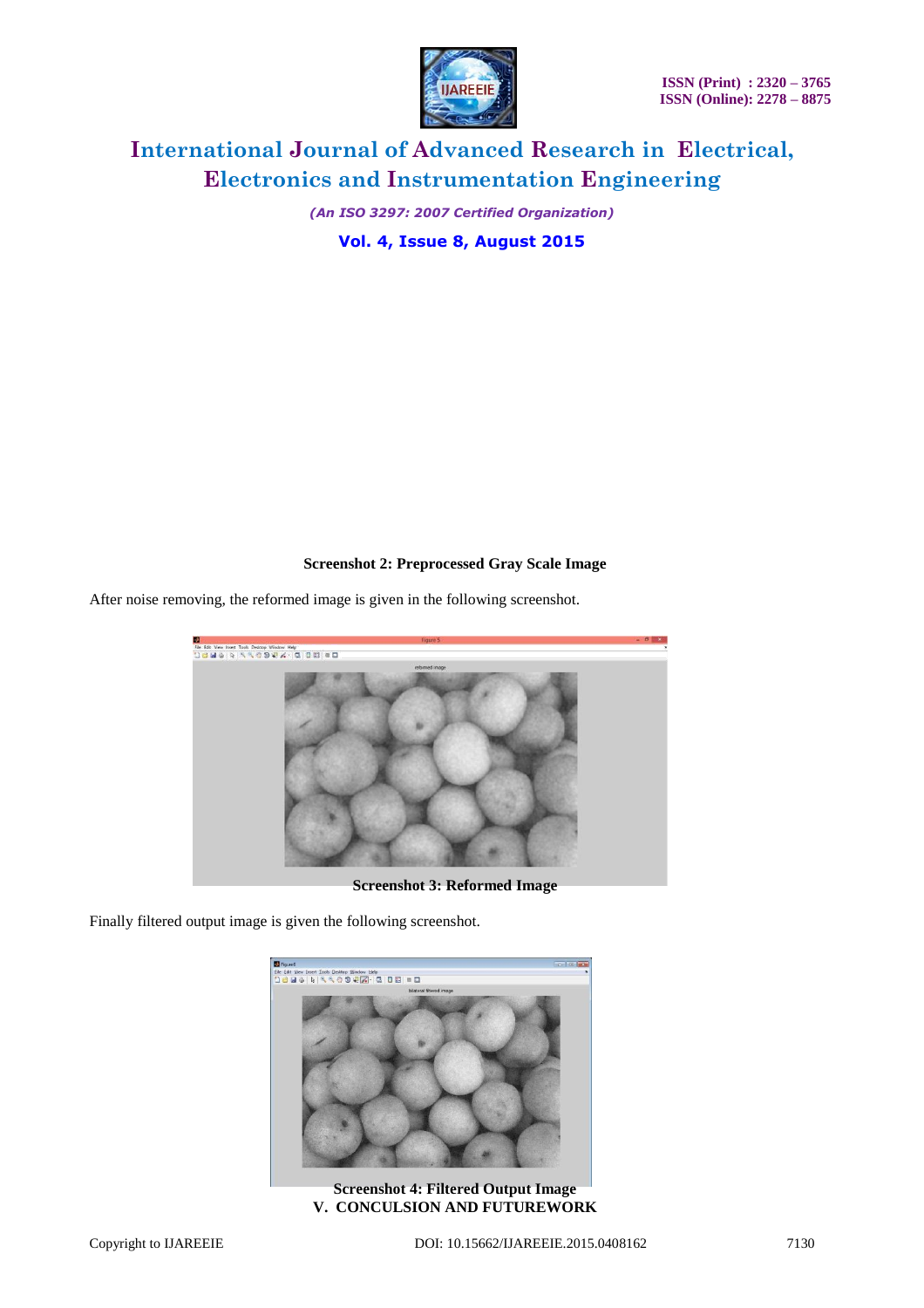**Screenshot 2: Preprocessed Gray Scale Image**

After noise removing, the reformed image is given in the following screenshot.

**Screenshot 3: Reformed Image**

Finally filtered output image is given the following screenshot.

**Screenshot 4: Filtered Output Image**

## V. CONCULSION AND FUTUREWORK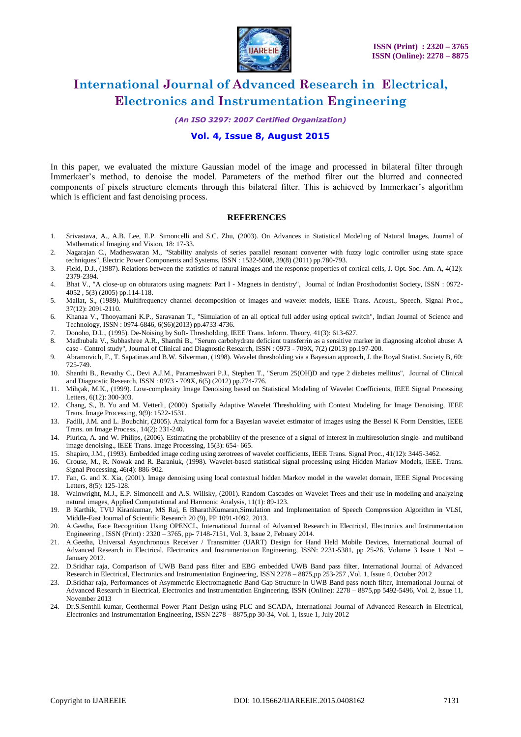In this paper, we evaluated the mixture Gaussian model of the image and processed in bilateral filter through Immerkaer's method, to denoise the model. Parameters of the method filter out the blurred and connected components of pixels structure elements through this bilateral filter. This is achieved by Immerkaer's algorithm which is efficient and fast denoising process.

## REFERENCES

1. Srivastava, A., A.B. Lee, E.P. Simoncelli and S.C. Zhu, (2003). On Advances in Statistical Modeling of Natural Images, Journal of Mathematical Imaging and Vision, 18: 17-33.
2. Nagarajan C., Madheswaran M., "Stability analysis of series parallel resonant converter with fuzzy logic controller using state space techniques", Electric Power Components and Systems, ISSN : 1532-5008, 39(8) (2011) pp.780-793.
3. Field, D.J., (1987). Relations between the statistics of natural images and the response properties of cortical cells, J. Opt. Soc. Am. A, 4(12): 2379-2394.
4. Bhat V., "A close-up on obturators using magnets: Part I - Magnets in dentistry", Journal of Indian Prosthodontist Society, ISSN : 0972-4052 , 5(3) (2005) pp.114-118.
5. Mallat, S., (1989). Multifrequency channel decomposition of images and wavelet models, IEEE Trans. Acoust., Speech, Signal Proc., 37(12): 2091-2110.
6. Khanaa V., Thooyamani K.P., Saravanan T., "Simulation of an all optical full adder using optical switch", Indian Journal of Science and Technology, ISSN : 0974-6846, 6(S6)(2013) pp.4733-4736.
7. Donoho, D.L., (1995). De-Noising by Soft- Thresholding, IEEE Trans. Inform. Theory, 41(3): 613-627.
8. Madhubala V., Subhashree A.R., Shanthi B., "Serum carbohydrate deficient transferrin as a sensitive marker in diagnosing alcohol abuse: A case - Control study", Journal of Clinical and Diagnostic Research, ISSN : 0973 - 709X, 7(2) (2013) pp.197-200.
9. Abramovich, F., T. Sapatinas and B.W. Silverman, (1998). Wavelet thresholding via a Bayesian approach, J. the Royal Statist. Society B, 60: 725-749.
10. Shanthi B., Revathy C., Devi A.J.M., Parameshwari P.J., Stephen T., "Serum 25(OH)D and type 2 diabetes mellitus", Journal of Clinical and Diagnostic Research, ISSN : 0973 - 709X, 6(5) (2012) pp.774-776.
11. Mihçak, M.K., (1999). Low-complexity Image Denoising based on Statistical Modeling of Wavelet Coefficients, IEEE Signal Processing Letters, 6(12): 300-303.
12. Chang, S., B. Yu and M. Vetterli, (2000). Spatially Adaptive Wavelet Thresholding with Context Modeling for Image Denoising, IEEE Trans. Image Processing, 9(9): 1522-1531.
13. Fadili, J.M. and L. Boubchir, (2005). Analytical form for a Bayesian wavelet estimator of images using the Bessel K Form Densities, IEEE Trans. on Image Process., 14(2): 231-240.
14. Piurica, A. and W. Philips, (2006). Estimating the probability of the presence of a signal of interest in multiresolution single- and multiband image denoising., IEEE Trans. Image Processing, 15(3): 654- 665.
15. Shapiro, J.M., (1993). Embedded image coding using zerotrees of wavelet coefficients, IEEE Trans. Signal Proc., 41(12): 3445-3462.
16. Crouse, M., R. Nowak and R. Baraniuk, (1998). Wavelet-based statistical signal processing using Hidden Markov Models, IEEE. Trans. Signal Processing, 46(4): 886-902.
17. Fan, G. and X. Xia, (2001). Image denoising using local contextual hidden Markov model in the wavelet domain, IEEE Signal Processing Letters, 8(5): 125-128.
18. Wainwright, M.J., E.P. Simoncelli and A.S. Willsky, (2001). Random Cascades on Wavelet Trees and their use in modeling and analyzing natural images, Applied Computational and Harmonic Analysis, 11(1): 89-123.
19. B Karthik, TVU Kirankumar, MS Raj, E BharathKumaran,Simulation and Implementation of Speech Compression Algorithm in VLSI, Middle-East Journal of Scientific Research 20 (9), PP 1091-1092, 2013.
20. A.Geetha, Face Recognition Using OPENCL, International Journal of Advanced Research in Electrical, Electronics and Instrumentation Engineering , ISSN (Print) : 2320 – 3765, pp- 7148-7151, Vol. 3, Issue 2, Febuary 2014.
21. A.Geetha, Universal Asynchronous Receiver / Transmitter (UART) Design for Hand Held Mobile Devices, International Journal of Advanced Research in Electrical, Electronics and Instrumentation Engineering, ISSN: 2231-5381, pp 25-26, Volume 3 Issue 1 No1 – January 2012.
22. D.Sridhar raja, Comparison of UWB Band pass filter and EBG embedded UWB Band pass filter, International Journal of Advanced Research in Electrical, Electronics and Instrumentation Engineering, ISSN 2278 – 8875,pp 253-257 ,Vol. 1, Issue 4, October 2012
23. D.Sridhar raja, Performances of Asymmetric Electromagnetic Band Gap Structure in UWB Band pass notch filter, International Journal of Advanced Research in Electrical, Electronics and Instrumentation Engineering, ISSN (Online): 2278 – 8875,pp 5492-5496, Vol. 2, Issue 11, November 2013
24. Dr.S.Senthil kumar, Geothermal Power Plant Design using PLC and SCADA, International Journal of Advanced Research in Electrical, Electronics and Instrumentation Engineering, ISSN 2278 – 8875,pp 30-34, Vol. 1, Issue 1, July 2012